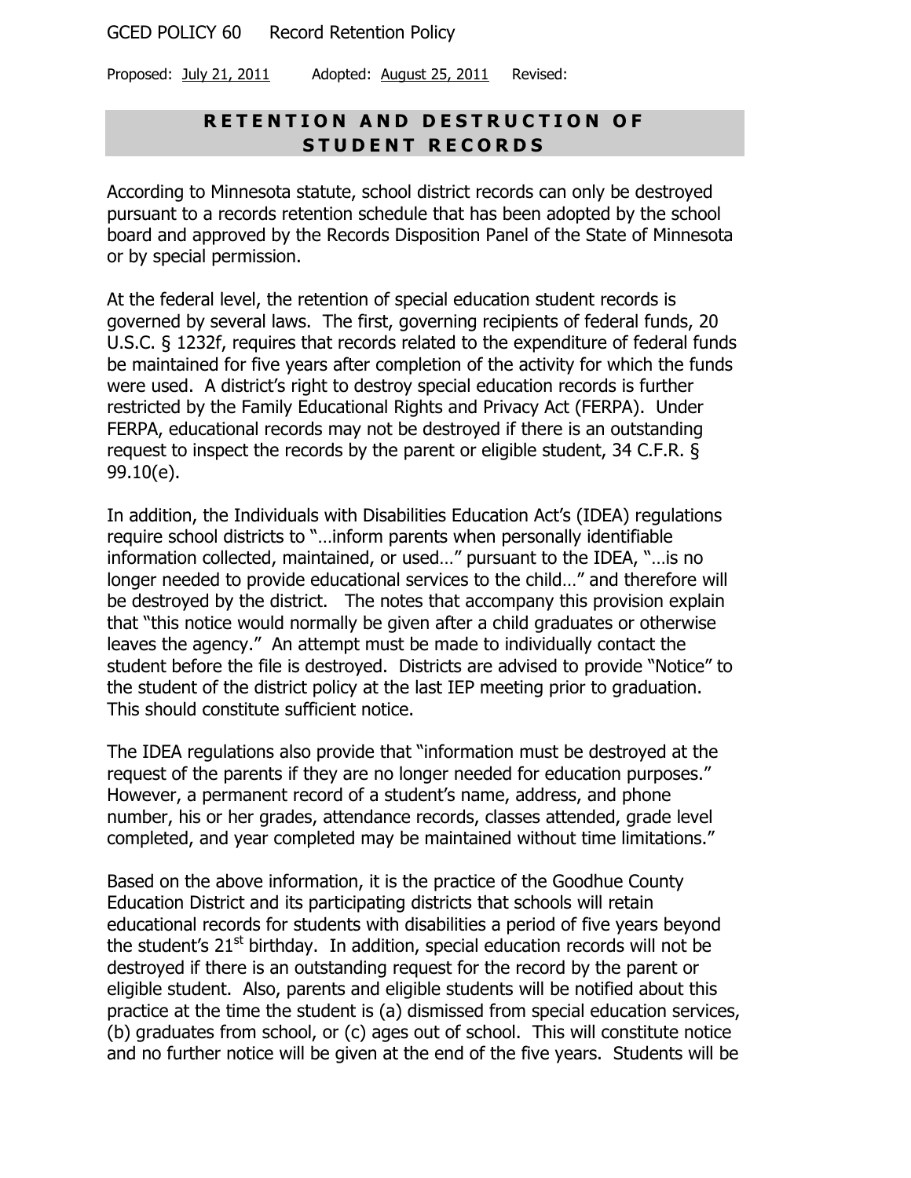GCED POLICY 60 Record Retention Policy

Proposed: July 21, 2011 Adopted: August 25, 2011 Revised:

# RETENTION AND DESTRUCTION OF STUDENT RECORDS

According to Minnesota statute, school district records can only be destroyed pursuant to a records retention schedule that has been adopted by the school board and approved by the Records Disposition Panel of the State of Minnesota or by special permission.

At the federal level, the retention of special education student records is governed by several laws. The first, governing recipients of federal funds, 20 U.S.C. § 1232f, requires that records related to the expenditure of federal funds be maintained for five years after completion of the activity for which the funds were used. A district's right to destroy special education records is further restricted by the Family Educational Rights and Privacy Act (FERPA). Under FERPA, educational records may not be destroyed if there is an outstanding request to inspect the records by the parent or eligible student, 34 C.F.R. § 99.10(e).

In addition, the Individuals with Disabilities Education Act's (IDEA) regulations require school districts to "…inform parents when personally identifiable information collected, maintained, or used…" pursuant to the IDEA, "…is no longer needed to provide educational services to the child…" and therefore will be destroyed by the district. The notes that accompany this provision explain that "this notice would normally be given after a child graduates or otherwise leaves the agency." An attempt must be made to individually contact the student before the file is destroyed. Districts are advised to provide "Notice" to the student of the district policy at the last IEP meeting prior to graduation. This should constitute sufficient notice.

The IDEA regulations also provide that "information must be destroyed at the request of the parents if they are no longer needed for education purposes." However, a permanent record of a student's name, address, and phone number, his or her grades, attendance records, classes attended, grade level completed, and year completed may be maintained without time limitations."

Based on the above information, it is the practice of the Goodhue County Education District and its participating districts that schools will retain educational records for students with disabilities a period of five years beyond the student's 21st birthday. In addition, special education records will not be destroyed if there is an outstanding request for the record by the parent or eligible student. Also, parents and eligible students will be notified about this practice at the time the student is (a) dismissed from special education services, (b) graduates from school, or (c) ages out of school. This will constitute notice and no further notice will be given at the end of the five years. Students will be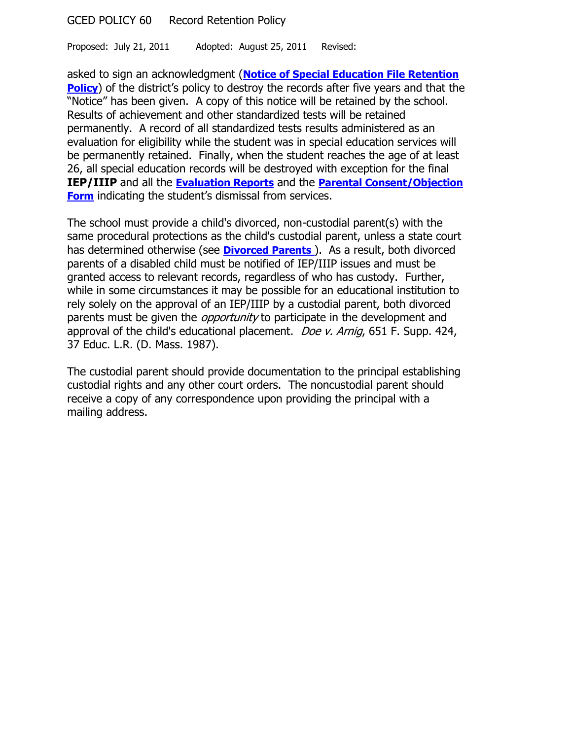asked to sign an acknowledgment (**Notice of Special Education File Retention Policy**) of the district's policy to destroy the records after five years and that the "Notice" has been given. A copy of this notice will be retained by the school. Results of achievement and other standardized tests will be retained permanently. A record of all standardized tests results administered as an evaluation for eligibility while the student was in special education services will be permanently retained. Finally, when the student reaches the age of at least 26, all special education records will be destroyed with exception for the final **IEP/IIIP** and all the **Evaluation Reports** and the **Parental Consent/Objection Form** indicating the student's dismissal from services.

The school must provide a child's divorced, non-custodial parent(s) with the same procedural protections as the child's custodial parent, unless a state court has determined otherwise (see **Divorced Parents** ). As a result, both divorced parents of a disabled child must be notified of IEP/IIIP issues and must be granted access to relevant records, regardless of who has custody. Further, while in some circumstances it may be possible for an educational institution to rely solely on the approval of an IEP/IIIP by a custodial parent, both divorced parents must be given the *opportunity* to participate in the development and approval of the child's educational placement. *Doe v. Arnig*, 651 F. Supp. 424, 37 Educ. L.R. (D. Mass. 1987).

The custodial parent should provide documentation to the principal establishing custodial rights and any other court orders. The noncustodial parent should receive a copy of any correspondence upon providing the principal with a mailing address.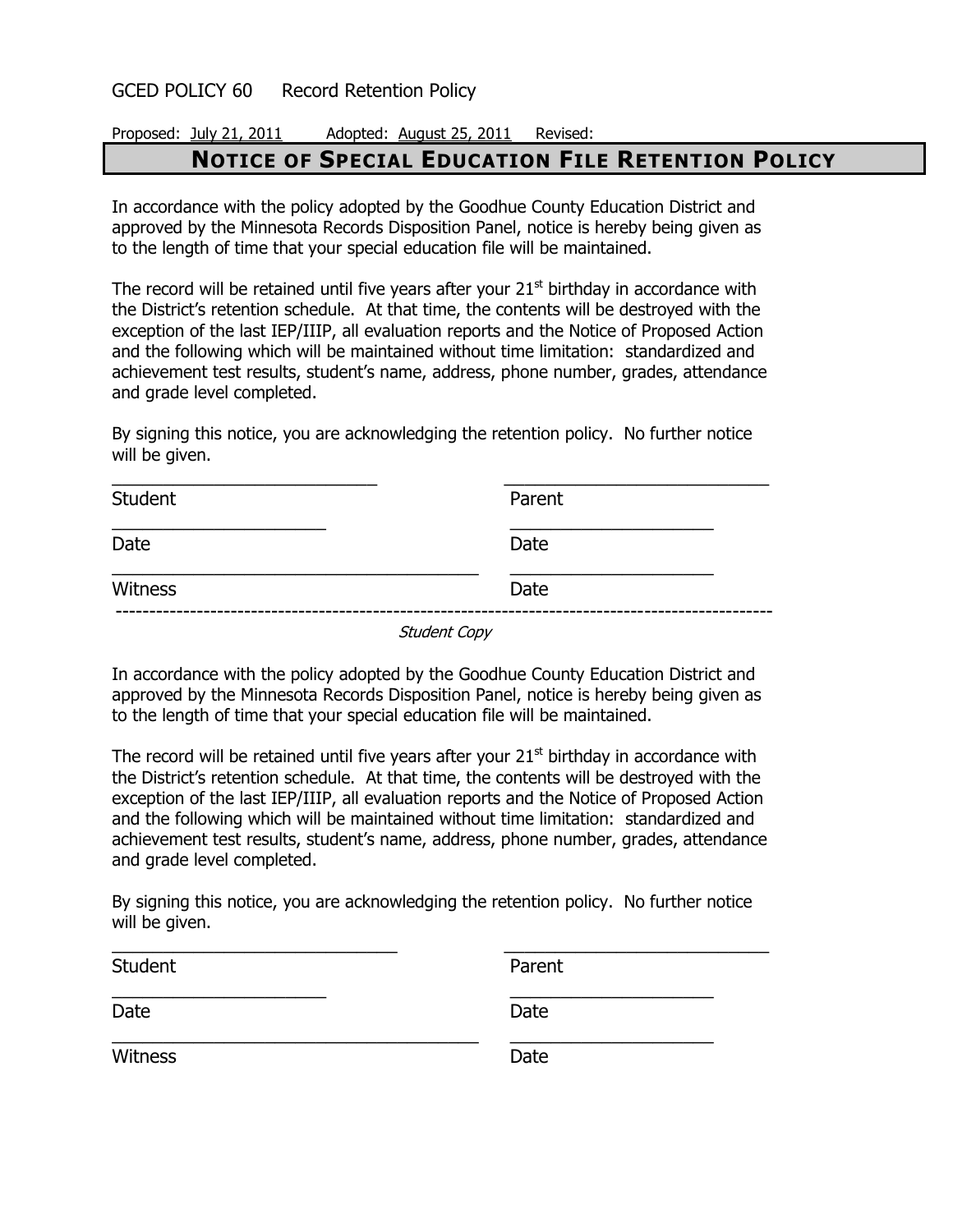GCED POLICY 60    Record Retention Policy

Proposed: July 21, 2011    Adopted: August 25, 2011    Revised:

# NOTICE OF SPECIAL EDUCATION FILE RETENTION POLICY

In accordance with the policy adopted by the Goodhue County Education District and approved by the Minnesota Records Disposition Panel, notice is hereby being given as to the length of time that your special education file will be maintained.

The record will be retained until five years after your 21st birthday in accordance with the District's retention schedule. At that time, the contents will be destroyed with the exception of the last IEP/IIIP, all evaluation reports and the Notice of Proposed Action and the following which will be maintained without time limitation: standardized and achievement test results, student's name, address, phone number, grades, attendance and grade level completed.

By signing this notice, you are acknowledging the retention policy. No further notice will be given.

____________________________    ____________________________
Student    Parent

______________________    ______________________
Date    Date

______________________________________    ______________________
Witness    Date

---

*Student Copy*

In accordance with the policy adopted by the Goodhue County Education District and approved by the Minnesota Records Disposition Panel, notice is hereby being given as to the length of time that your special education file will be maintained.

The record will be retained until five years after your 21st birthday in accordance with the District's retention schedule. At that time, the contents will be destroyed with the exception of the last IEP/IIIP, all evaluation reports and the Notice of Proposed Action and the following which will be maintained without time limitation: standardized and achievement test results, student's name, address, phone number, grades, attendance and grade level completed.

By signing this notice, you are acknowledging the retention policy. No further notice will be given.

______________________________    ____________________________
Student    Parent

______________________    ______________________
Date    Date

______________________________________    ______________________
Witness    Date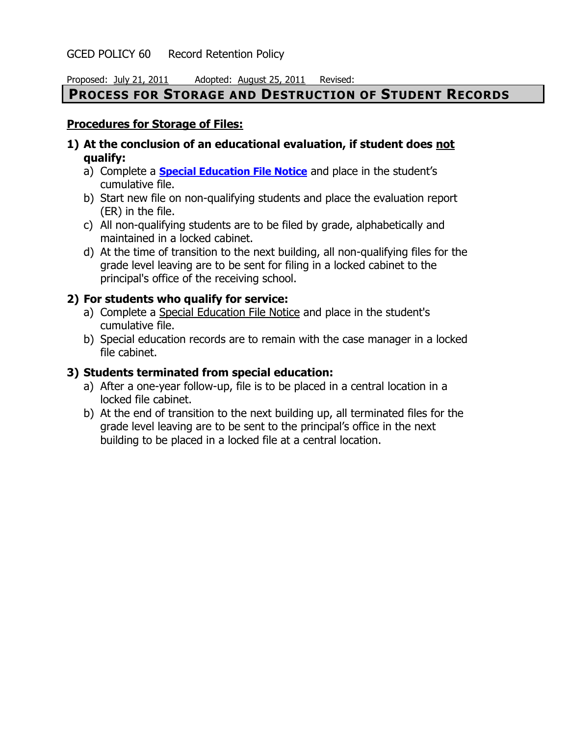GCED POLICY 60    Record Retention Policy

Proposed: July 21, 2011    Adopted: August 25, 2011    Revised:

## PROCESS FOR STORAGE AND DESTRUCTION OF STUDENT RECORDS

**Procedures for Storage of Files:**

**1) At the conclusion of an educational evaluation, if student does not qualify:**

a) Complete a **Special Education File Notice** and place in the student's cumulative file.

b) Start new file on non-qualifying students and place the evaluation report (ER) in the file.

c) All non-qualifying students are to be filed by grade, alphabetically and maintained in a locked cabinet.

d) At the time of transition to the next building, all non-qualifying files for the grade level leaving are to be sent for filing in a locked cabinet to the principal's office of the receiving school.

**2) For students who qualify for service:**

a) Complete a Special Education File Notice and place in the student's cumulative file.

b) Special education records are to remain with the case manager in a locked file cabinet.

**3) Students terminated from special education:**

a) After a one-year follow-up, file is to be placed in a central location in a locked file cabinet.

b) At the end of transition to the next building up, all terminated files for the grade level leaving are to be sent to the principal's office in the next building to be placed in a locked file at a central location.